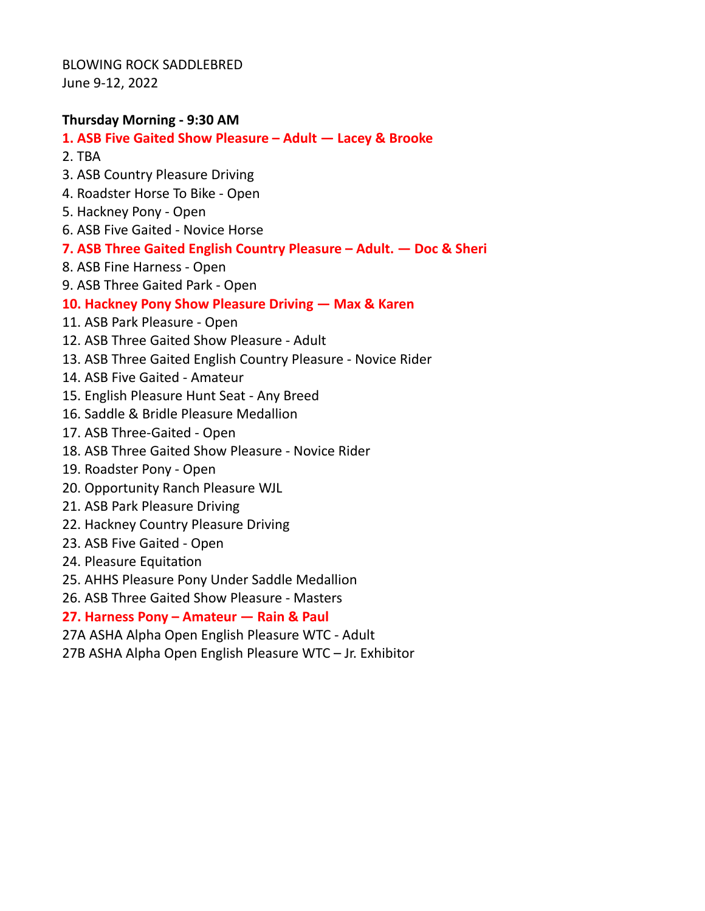BLOWING ROCK SADDLEBRED
June 9-12, 2022

**Thursday Morning - 9:30 AM**

**1. ASB Five Gaited Show Pleasure – Adult — Lacey & Brooke**
2. TBA
3. ASB Country Pleasure Driving
4. Roadster Horse To Bike - Open
5. Hackney Pony - Open
6. ASB Five Gaited - Novice Horse
**7. ASB Three Gaited English Country Pleasure – Adult. — Doc & Sheri**
8. ASB Fine Harness - Open
9. ASB Three Gaited Park - Open
**10. Hackney Pony Show Pleasure Driving — Max & Karen**
11. ASB Park Pleasure - Open
12. ASB Three Gaited Show Pleasure - Adult
13. ASB Three Gaited English Country Pleasure - Novice Rider
14. ASB Five Gaited - Amateur
15. English Pleasure Hunt Seat - Any Breed
16. Saddle & Bridle Pleasure Medallion
17. ASB Three-Gaited - Open
18. ASB Three Gaited Show Pleasure - Novice Rider
19. Roadster Pony - Open
20. Opportunity Ranch Pleasure WJL
21. ASB Park Pleasure Driving
22. Hackney Country Pleasure Driving
23. ASB Five Gaited - Open
24. Pleasure Equitation
25. AHHS Pleasure Pony Under Saddle Medallion
26. ASB Three Gaited Show Pleasure - Masters
**27. Harness Pony – Amateur — Rain & Paul**
27A ASHA Alpha Open English Pleasure WTC - Adult
27B ASHA Alpha Open English Pleasure WTC – Jr. Exhibitor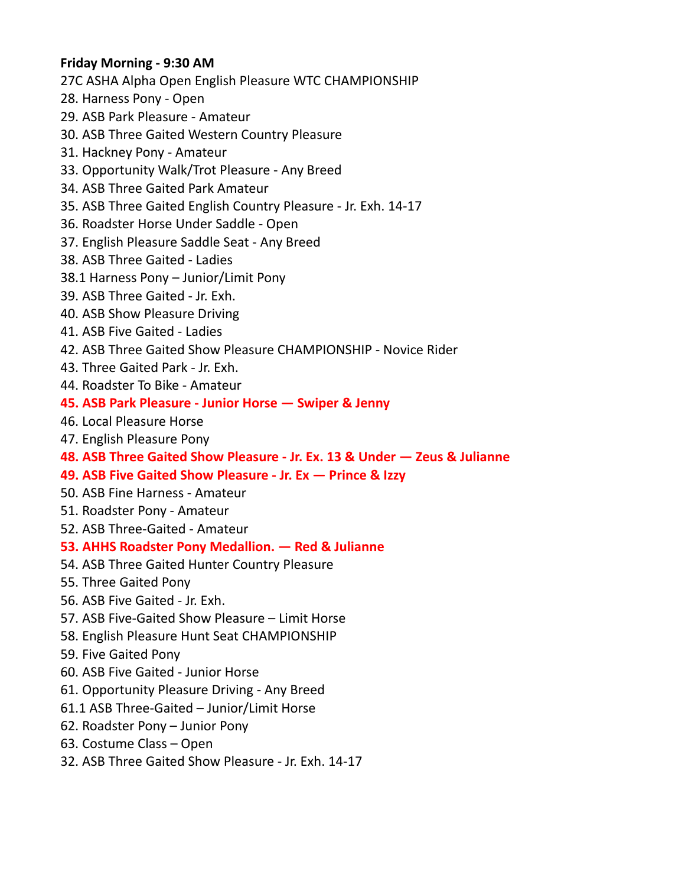**Friday Morning - 9:30 AM**

27C ASHA Alpha Open English Pleasure WTC CHAMPIONSHIP
28. Harness Pony - Open
29. ASB Park Pleasure - Amateur
30. ASB Three Gaited Western Country Pleasure
31. Hackney Pony - Amateur
33. Opportunity Walk/Trot Pleasure - Any Breed
34. ASB Three Gaited Park Amateur
35. ASB Three Gaited English Country Pleasure - Jr. Exh. 14-17
36. Roadster Horse Under Saddle - Open
37. English Pleasure Saddle Seat - Any Breed
38. ASB Three Gaited - Ladies
38.1 Harness Pony – Junior/Limit Pony
39. ASB Three Gaited - Jr. Exh.
40. ASB Show Pleasure Driving
41. ASB Five Gaited - Ladies
42. ASB Three Gaited Show Pleasure CHAMPIONSHIP - Novice Rider
43. Three Gaited Park - Jr. Exh.
44. Roadster To Bike - Amateur
**45. ASB Park Pleasure - Junior Horse — Swiper & Jenny**
46. Local Pleasure Horse
47. English Pleasure Pony
**48. ASB Three Gaited Show Pleasure - Jr. Ex. 13 & Under — Zeus & Julianne**
**49. ASB Five Gaited Show Pleasure - Jr. Ex — Prince & Izzy**
50. ASB Fine Harness - Amateur
51. Roadster Pony - Amateur
52. ASB Three-Gaited - Amateur
**53. AHHS Roadster Pony Medallion. — Red & Julianne**
54. ASB Three Gaited Hunter Country Pleasure
55. Three Gaited Pony
56. ASB Five Gaited - Jr. Exh.
57. ASB Five-Gaited Show Pleasure – Limit Horse
58. English Pleasure Hunt Seat CHAMPIONSHIP
59. Five Gaited Pony
60. ASB Five Gaited - Junior Horse
61. Opportunity Pleasure Driving - Any Breed
61.1 ASB Three-Gaited – Junior/Limit Horse
62. Roadster Pony – Junior Pony
63. Costume Class – Open
32. ASB Three Gaited Show Pleasure - Jr. Exh. 14-17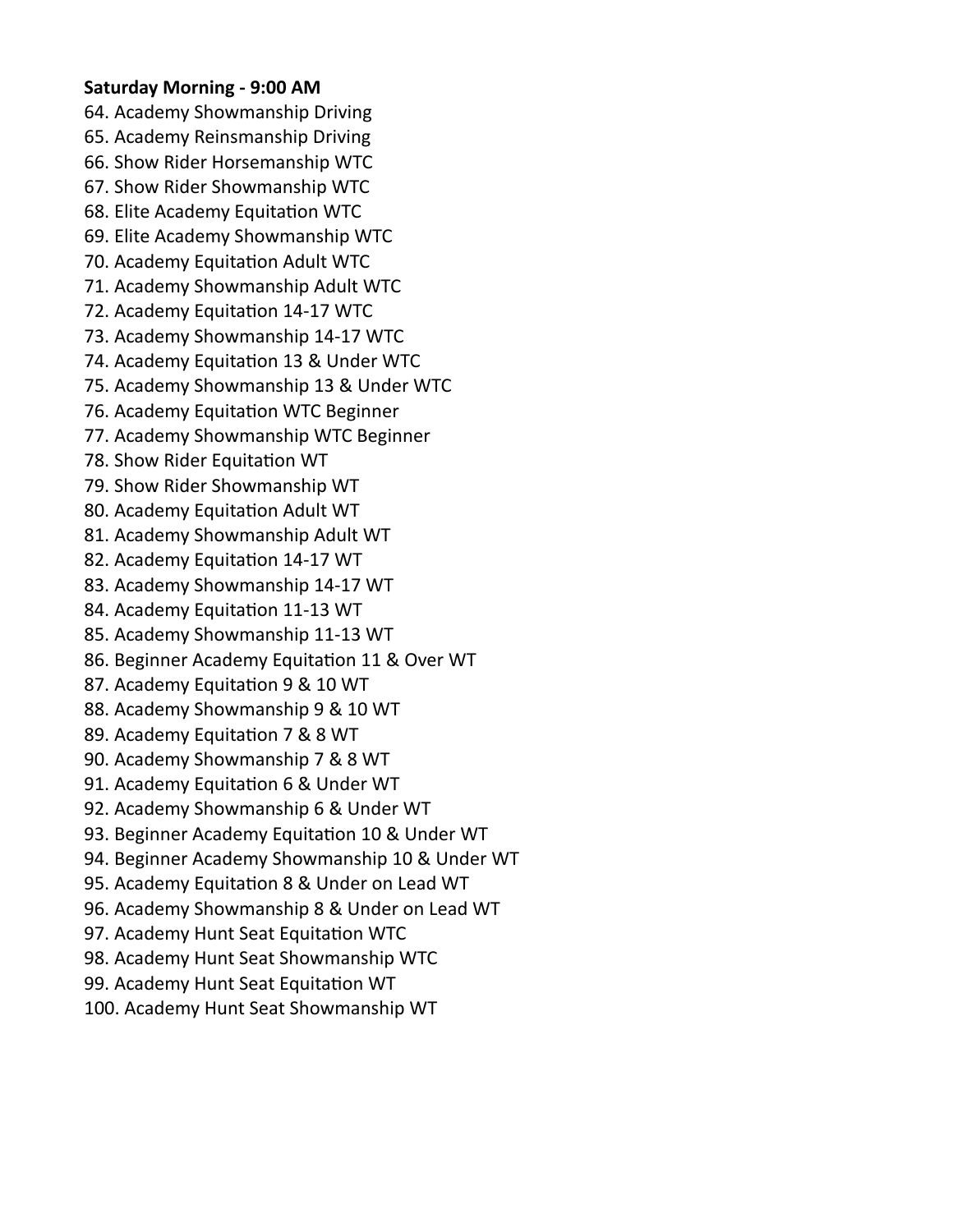**Saturday Morning - 9:00 AM**

64. Academy Showmanship Driving
65. Academy Reinsmanship Driving
66. Show Rider Horsemanship WTC
67. Show Rider Showmanship WTC
68. Elite Academy Equitation WTC
69. Elite Academy Showmanship WTC
70. Academy Equitation Adult WTC
71. Academy Showmanship Adult WTC
72. Academy Equitation 14-17 WTC
73. Academy Showmanship 14-17 WTC
74. Academy Equitation 13 & Under WTC
75. Academy Showmanship 13 & Under WTC
76. Academy Equitation WTC Beginner
77. Academy Showmanship WTC Beginner
78. Show Rider Equitation WT
79. Show Rider Showmanship WT
80. Academy Equitation Adult WT
81. Academy Showmanship Adult WT
82. Academy Equitation 14-17 WT
83. Academy Showmanship 14-17 WT
84. Academy Equitation 11-13 WT
85. Academy Showmanship 11-13 WT
86. Beginner Academy Equitation 11 & Over WT
87. Academy Equitation 9 & 10 WT
88. Academy Showmanship 9 & 10 WT
89. Academy Equitation 7 & 8 WT
90. Academy Showmanship 7 & 8 WT
91. Academy Equitation 6 & Under WT
92. Academy Showmanship 6 & Under WT
93. Beginner Academy Equitation 10 & Under WT
94. Beginner Academy Showmanship 10 & Under WT
95. Academy Equitation 8 & Under on Lead WT
96. Academy Showmanship 8 & Under on Lead WT
97. Academy Hunt Seat Equitation WTC
98. Academy Hunt Seat Showmanship WTC
99. Academy Hunt Seat Equitation WT
100. Academy Hunt Seat Showmanship WT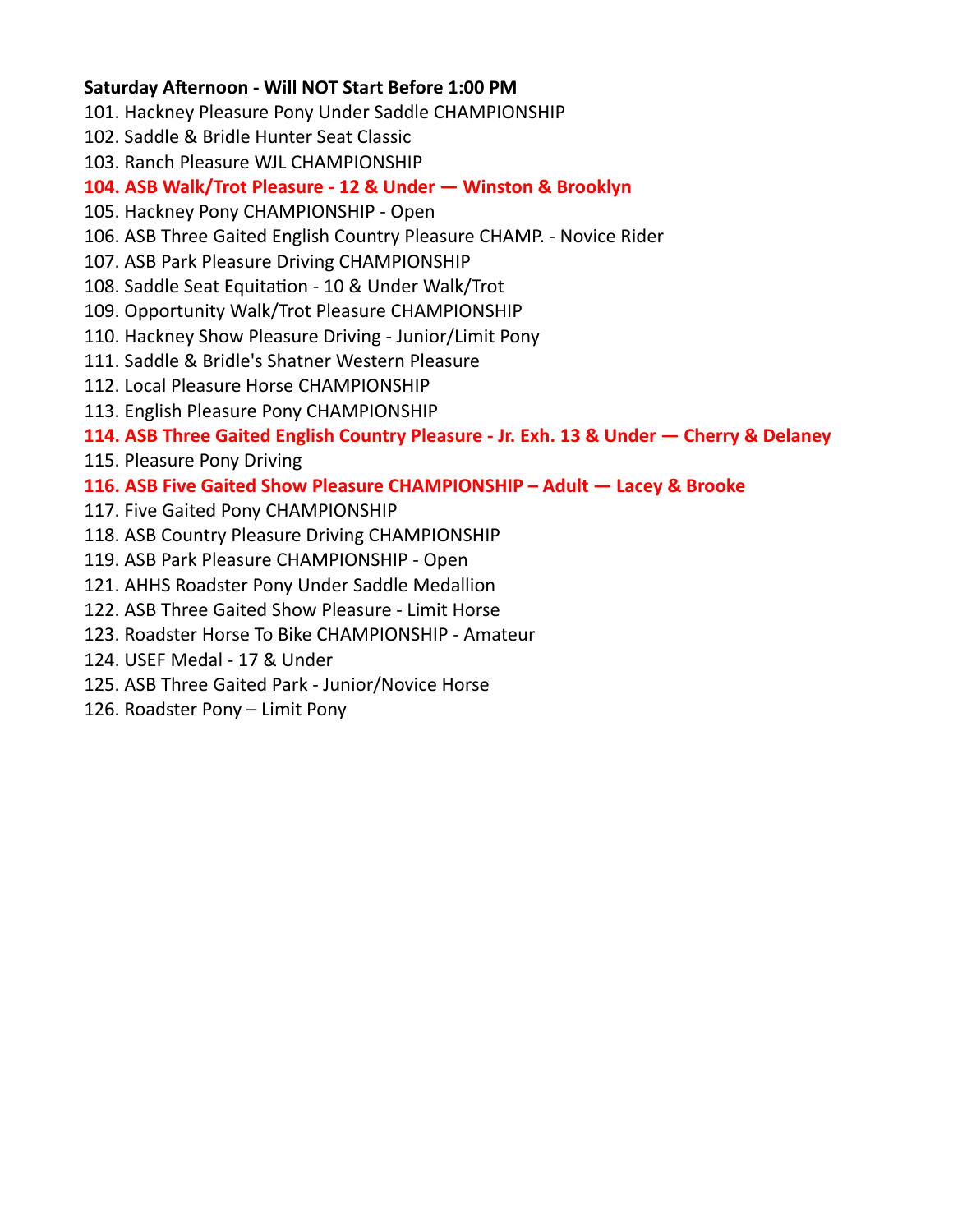**Saturday Afternoon - Will NOT Start Before 1:00 PM**

101. Hackney Pleasure Pony Under Saddle CHAMPIONSHIP
102. Saddle & Bridle Hunter Seat Classic
103. Ranch Pleasure WJL CHAMPIONSHIP
104. **ASB Walk/Trot Pleasure - 12 & Under — Winston & Brooklyn**
105. Hackney Pony CHAMPIONSHIP - Open
106. ASB Three Gaited English Country Pleasure CHAMP. - Novice Rider
107. ASB Park Pleasure Driving CHAMPIONSHIP
108. Saddle Seat Equitation - 10 & Under Walk/Trot
109. Opportunity Walk/Trot Pleasure CHAMPIONSHIP
110. Hackney Show Pleasure Driving - Junior/Limit Pony
111. Saddle & Bridle's Shatner Western Pleasure
112. Local Pleasure Horse CHAMPIONSHIP
113. English Pleasure Pony CHAMPIONSHIP
114. **ASB Three Gaited English Country Pleasure - Jr. Exh. 13 & Under — Cherry & Delaney**
115. Pleasure Pony Driving
116. **ASB Five Gaited Show Pleasure CHAMPIONSHIP – Adult — Lacey & Brooke**
117. Five Gaited Pony CHAMPIONSHIP
118. ASB Country Pleasure Driving CHAMPIONSHIP
119. ASB Park Pleasure CHAMPIONSHIP - Open
121. AHHS Roadster Pony Under Saddle Medallion
122. ASB Three Gaited Show Pleasure - Limit Horse
123. Roadster Horse To Bike CHAMPIONSHIP - Amateur
124. USEF Medal - 17 & Under
125. ASB Three Gaited Park - Junior/Novice Horse
126. Roadster Pony – Limit Pony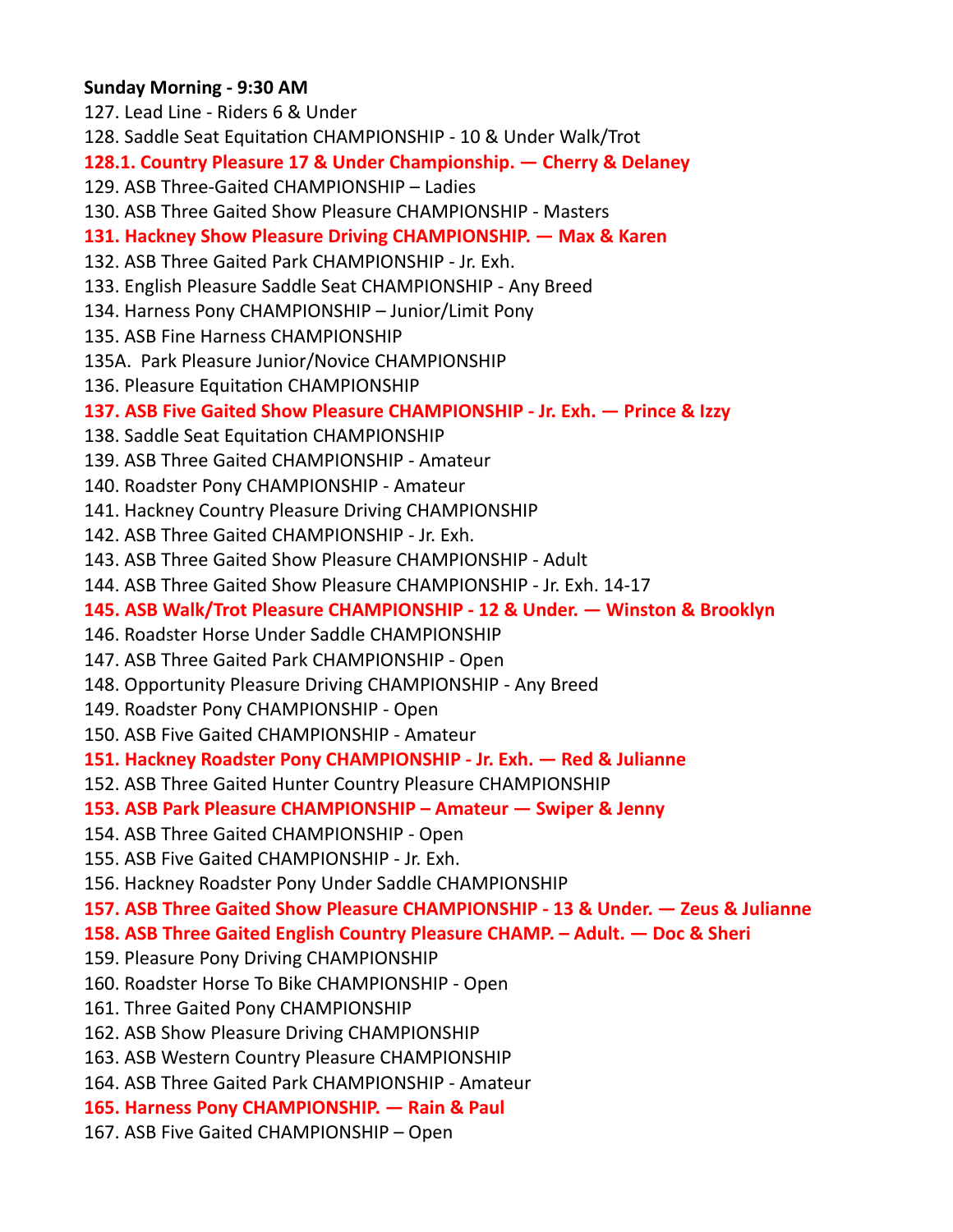**Sunday Morning - 9:30 AM**

127. Lead Line - Riders 6 & Under
128. Saddle Seat Equitation CHAMPIONSHIP - 10 & Under Walk/Trot

**128.1. Country Pleasure 17 & Under Championship. — Cherry & Delaney**

129. ASB Three-Gaited CHAMPIONSHIP – Ladies
130. ASB Three Gaited Show Pleasure CHAMPIONSHIP - Masters
131. **Hackney Show Pleasure Driving CHAMPIONSHIP. — Max & Karen**
132. ASB Three Gaited Park CHAMPIONSHIP - Jr. Exh.
133. English Pleasure Saddle Seat CHAMPIONSHIP - Any Breed
134. Harness Pony CHAMPIONSHIP – Junior/Limit Pony
135. ASB Fine Harness CHAMPIONSHIP

135A. Park Pleasure Junior/Novice CHAMPIONSHIP

136. Pleasure Equitation CHAMPIONSHIP
137. **ASB Five Gaited Show Pleasure CHAMPIONSHIP - Jr. Exh. — Prince & Izzy**
138. Saddle Seat Equitation CHAMPIONSHIP
139. ASB Three Gaited CHAMPIONSHIP - Amateur
140. Roadster Pony CHAMPIONSHIP - Amateur
141. Hackney Country Pleasure Driving CHAMPIONSHIP
142. ASB Three Gaited CHAMPIONSHIP - Jr. Exh.
143. ASB Three Gaited Show Pleasure CHAMPIONSHIP - Adult
144. ASB Three Gaited Show Pleasure CHAMPIONSHIP - Jr. Exh. 14-17
145. **ASB Walk/Trot Pleasure CHAMPIONSHIP - 12 & Under. — Winston & Brooklyn**
146. Roadster Horse Under Saddle CHAMPIONSHIP
147. ASB Three Gaited Park CHAMPIONSHIP - Open
148. Opportunity Pleasure Driving CHAMPIONSHIP - Any Breed
149. Roadster Pony CHAMPIONSHIP - Open
150. ASB Five Gaited CHAMPIONSHIP - Amateur
151. **Hackney Roadster Pony CHAMPIONSHIP - Jr. Exh. — Red & Julianne**
152. ASB Three Gaited Hunter Country Pleasure CHAMPIONSHIP
153. **ASB Park Pleasure CHAMPIONSHIP – Amateur — Swiper & Jenny**
154. ASB Three Gaited CHAMPIONSHIP - Open
155. ASB Five Gaited CHAMPIONSHIP - Jr. Exh.
156. Hackney Roadster Pony Under Saddle CHAMPIONSHIP
157. **ASB Three Gaited Show Pleasure CHAMPIONSHIP - 13 & Under. — Zeus & Julianne**
158. **ASB Three Gaited English Country Pleasure CHAMP. – Adult. — Doc & Sheri**
159. Pleasure Pony Driving CHAMPIONSHIP
160. Roadster Horse To Bike CHAMPIONSHIP - Open
161. Three Gaited Pony CHAMPIONSHIP
162. ASB Show Pleasure Driving CHAMPIONSHIP
163. ASB Western Country Pleasure CHAMPIONSHIP
164. ASB Three Gaited Park CHAMPIONSHIP - Amateur
165. **Harness Pony CHAMPIONSHIP. — Rain & Paul**
167. ASB Five Gaited CHAMPIONSHIP – Open